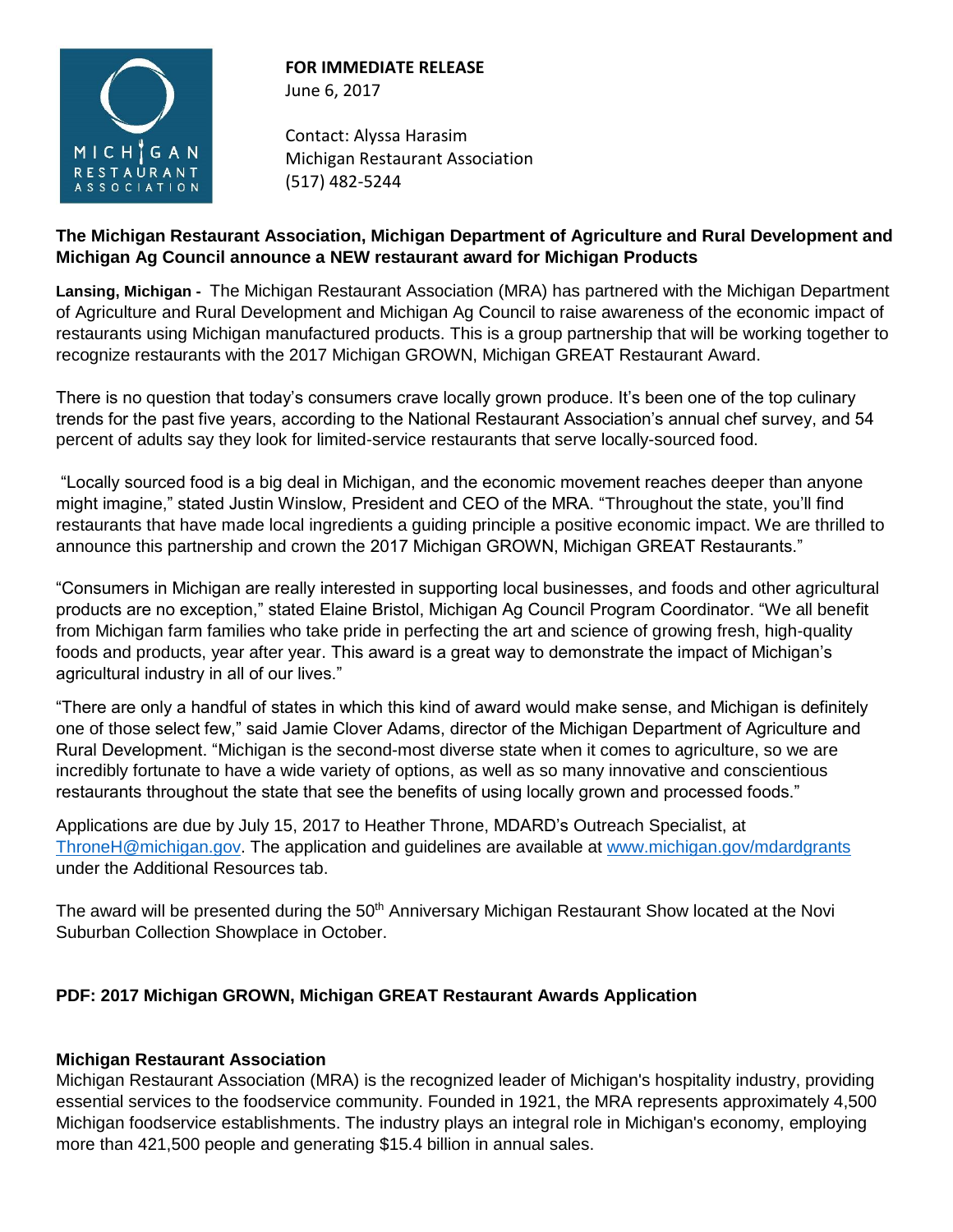**FOR IMMEDIATE RELEASE**
June 6, 2017

Contact: Alyssa Harasim
Michigan Restaurant Association
(517) 482-5244

**The Michigan Restaurant Association, Michigan Department of Agriculture and Rural Development and Michigan Ag Council announce a NEW restaurant award for Michigan Products**

**Lansing, Michigan -** The Michigan Restaurant Association (MRA) has partnered with the Michigan Department of Agriculture and Rural Development and Michigan Ag Council to raise awareness of the economic impact of restaurants using Michigan manufactured products. This is a group partnership that will be working together to recognize restaurants with the 2017 Michigan GROWN, Michigan GREAT Restaurant Award.

There is no question that today's consumers crave locally grown produce. It's been one of the top culinary trends for the past five years, according to the National Restaurant Association's annual chef survey, and 54 percent of adults say they look for limited-service restaurants that serve locally-sourced food.

"Locally sourced food is a big deal in Michigan, and the economic movement reaches deeper than anyone might imagine," stated Justin Winslow, President and CEO of the MRA. "Throughout the state, you'll find restaurants that have made local ingredients a guiding principle a positive economic impact. We are thrilled to announce this partnership and crown the 2017 Michigan GROWN, Michigan GREAT Restaurants."

"Consumers in Michigan are really interested in supporting local businesses, and foods and other agricultural products are no exception," stated Elaine Bristol, Michigan Ag Council Program Coordinator. "We all benefit from Michigan farm families who take pride in perfecting the art and science of growing fresh, high-quality foods and products, year after year. This award is a great way to demonstrate the impact of Michigan's agricultural industry in all of our lives."

"There are only a handful of states in which this kind of award would make sense, and Michigan is definitely one of those select few," said Jamie Clover Adams, director of the Michigan Department of Agriculture and Rural Development. "Michigan is the second-most diverse state when it comes to agriculture, so we are incredibly fortunate to have a wide variety of options, as well as so many innovative and conscientious restaurants throughout the state that see the benefits of using locally grown and processed foods."

Applications are due by July 15, 2017 to Heather Throne, MDARD's Outreach Specialist, at ThroneH@michigan.gov. The application and guidelines are available at www.michigan.gov/mdardgrants under the Additional Resources tab.

The award will be presented during the 50th Anniversary Michigan Restaurant Show located at the Novi Suburban Collection Showplace in October.

**PDF: 2017 Michigan GROWN, Michigan GREAT Restaurant Awards Application**

**Michigan Restaurant Association**
Michigan Restaurant Association (MRA) is the recognized leader of Michigan's hospitality industry, providing essential services to the foodservice community. Founded in 1921, the MRA represents approximately 4,500 Michigan foodservice establishments. The industry plays an integral role in Michigan's economy, employing more than 421,500 people and generating $15.4 billion in annual sales.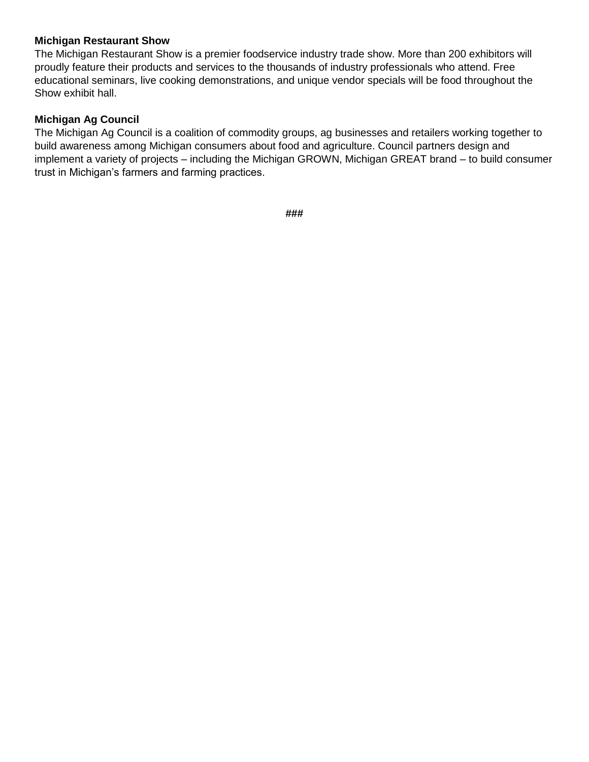**Michigan Restaurant Show**

The Michigan Restaurant Show is a premier foodservice industry trade show. More than 200 exhibitors will proudly feature their products and services to the thousands of industry professionals who attend. Free educational seminars, live cooking demonstrations, and unique vendor specials will be food throughout the Show exhibit hall.

**Michigan Ag Council**

The Michigan Ag Council is a coalition of commodity groups, ag businesses and retailers working together to build awareness among Michigan consumers about food and agriculture. Council partners design and implement a variety of projects – including the Michigan GROWN, Michigan GREAT brand – to build consumer trust in Michigan's farmers and farming practices.

###